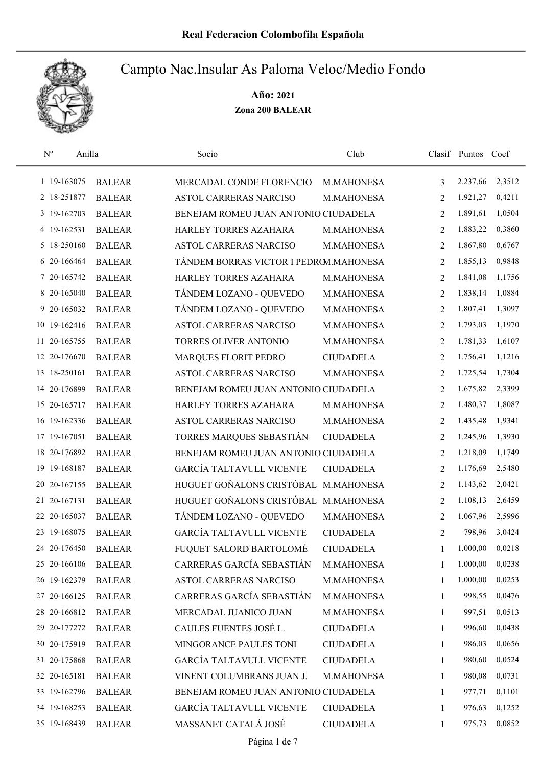**Real Federacion Colombofila Española**

# Campto Nac.Insular As Paloma Veloc/Medio Fondo

**Año: 2021**

**Zona 200 BALEAR**

| Nº | Anilla | | Socio | Club | Clasif | Puntos | Coef |
|---|---|---|---|---|---|---|---|
| 1 | 19-163075 | BALEAR | MERCADAL CONDE FLORENCIO | M.MAHONESA | 3 | 2.237,66 | 2,3512 |
| 2 | 18-251877 | BALEAR | ASTOL CARRERAS NARCISO | M.MAHONESA | 2 | 1.921,27 | 0,4211 |
| 3 | 19-162703 | BALEAR | BENEJAM ROMEU JUAN ANTONIO | CIUDADELA | 2 | 1.891,61 | 1,0504 |
| 4 | 19-162531 | BALEAR | HARLEY TORRES AZAHARA | M.MAHONESA | 2 | 1.883,22 | 0,3860 |
| 5 | 18-250160 | BALEAR | ASTOL CARRERAS NARCISO | M.MAHONESA | 2 | 1.867,80 | 0,6767 |
| 6 | 20-166464 | BALEAR | TÁNDEM BORRAS VICTOR I PEDRO | M.MAHONESA | 2 | 1.855,13 | 0,9848 |
| 7 | 20-165742 | BALEAR | HARLEY TORRES AZAHARA | M.MAHONESA | 2 | 1.841,08 | 1,1756 |
| 8 | 20-165040 | BALEAR | TÁNDEM LOZANO - QUEVEDO | M.MAHONESA | 2 | 1.838,14 | 1,0884 |
| 9 | 20-165032 | BALEAR | TÁNDEM LOZANO - QUEVEDO | M.MAHONESA | 2 | 1.807,41 | 1,3097 |
| 10 | 19-162416 | BALEAR | ASTOL CARRERAS NARCISO | M.MAHONESA | 2 | 1.793,03 | 1,1970 |
| 11 | 20-165755 | BALEAR | TORRES OLIVER ANTONIO | M.MAHONESA | 2 | 1.781,33 | 1,6107 |
| 12 | 20-176670 | BALEAR | MARQUES FLORIT PEDRO | CIUDADELA | 2 | 1.756,41 | 1,1216 |
| 13 | 18-250161 | BALEAR | ASTOL CARRERAS NARCISO | M.MAHONESA | 2 | 1.725,54 | 1,7304 |
| 14 | 20-176899 | BALEAR | BENEJAM ROMEU JUAN ANTONIO | CIUDADELA | 2 | 1.675,82 | 2,3399 |
| 15 | 20-165717 | BALEAR | HARLEY TORRES AZAHARA | M.MAHONESA | 2 | 1.480,37 | 1,8087 |
| 16 | 19-162336 | BALEAR | ASTOL CARRERAS NARCISO | M.MAHONESA | 2 | 1.435,48 | 1,9341 |
| 17 | 19-167051 | BALEAR | TORRES MARQUES SEBASTIÁN | CIUDADELA | 2 | 1.245,96 | 1,3930 |
| 18 | 20-176892 | BALEAR | BENEJAM ROMEU JUAN ANTONIO | CIUDADELA | 2 | 1.218,09 | 1,1749 |
| 19 | 19-168187 | BALEAR | GARCÍA TALTAVULL VICENTE | CIUDADELA | 2 | 1.176,69 | 2,5480 |
| 20 | 20-167155 | BALEAR | HUGUET GOÑALONS CRISTÓBAL | M.MAHONESA | 2 | 1.143,62 | 2,0421 |
| 21 | 20-167131 | BALEAR | HUGUET GOÑALONS CRISTÓBAL | M.MAHONESA | 2 | 1.108,13 | 2,6459 |
| 22 | 20-165037 | BALEAR | TÁNDEM LOZANO - QUEVEDO | M.MAHONESA | 2 | 1.067,96 | 2,5996 |
| 23 | 19-168075 | BALEAR | GARCÍA TALTAVULL VICENTE | CIUDADELA | 2 | 798,96 | 3,0424 |
| 24 | 20-176450 | BALEAR | FUQUET SALORD BARTOLOMÉ | CIUDADELA | 1 | 1.000,00 | 0,0218 |
| 25 | 20-166106 | BALEAR | CARRERAS GARCÍA SEBASTIÁN | M.MAHONESA | 1 | 1.000,00 | 0,0238 |
| 26 | 19-162379 | BALEAR | ASTOL CARRERAS NARCISO | M.MAHONESA | 1 | 1.000,00 | 0,0253 |
| 27 | 20-166125 | BALEAR | CARRERAS GARCÍA SEBASTIÁN | M.MAHONESA | 1 | 998,55 | 0,0476 |
| 28 | 20-166812 | BALEAR | MERCADAL JUANICO JUAN | M.MAHONESA | 1 | 997,51 | 0,0513 |
| 29 | 20-177272 | BALEAR | CAULES FUENTES JOSÉ L. | CIUDADELA | 1 | 996,60 | 0,0438 |
| 30 | 20-175919 | BALEAR | MINGORANCE PAULES TONI | CIUDADELA | 1 | 986,03 | 0,0656 |
| 31 | 20-175868 | BALEAR | GARCÍA TALTAVULL VICENTE | CIUDADELA | 1 | 980,60 | 0,0524 |
| 32 | 20-165181 | BALEAR | VINENT COLUMBRANS JUAN J. | M.MAHONESA | 1 | 980,08 | 0,0731 |
| 33 | 19-162796 | BALEAR | BENEJAM ROMEU JUAN ANTONIO | CIUDADELA | 1 | 977,71 | 0,1101 |
| 34 | 19-168253 | BALEAR | GARCÍA TALTAVULL VICENTE | CIUDADELA | 1 | 976,63 | 0,1252 |
| 35 | 19-168439 | BALEAR | MASSANET CATALÁ JOSÉ | CIUDADELA | 1 | 975,73 | 0,0852 |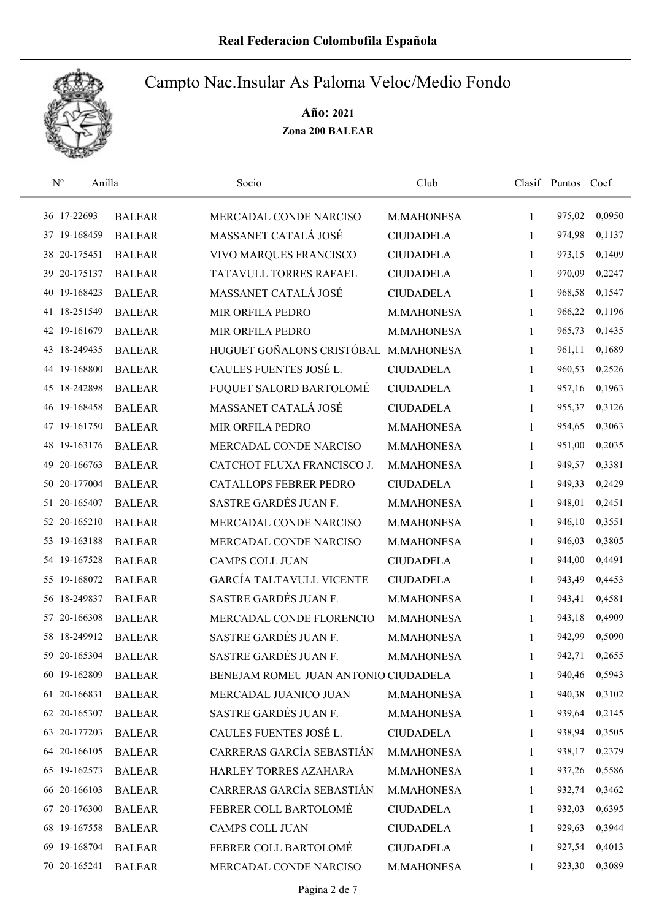# Real Federacion Colombofila Española

## Campto Nac.Insular As Paloma Veloc/Medio Fondo

**Año: 2021**

**Zona 200 BALEAR**

| Nº | Anilla | | Socio | Club | Clasif | Puntos | Coef |
|---|---|---|---|---|---|---|---|
| 36 | 17-22693 | BALEAR | MERCADAL CONDE NARCISO | M.MAHONESA | 1 | 975,02 | 0,0950 |
| 37 | 19-168459 | BALEAR | MASSANET CATALÁ JOSÉ | CIUDADELA | 1 | 974,98 | 0,1137 |
| 38 | 20-175451 | BALEAR | VIVO MARQUES FRANCISCO | CIUDADELA | 1 | 973,15 | 0,1409 |
| 39 | 20-175137 | BALEAR | TATAVULL TORRES RAFAEL | CIUDADELA | 1 | 970,09 | 0,2247 |
| 40 | 19-168423 | BALEAR | MASSANET CATALÁ JOSÉ | CIUDADELA | 1 | 968,58 | 0,1547 |
| 41 | 18-251549 | BALEAR | MIR ORFILA PEDRO | M.MAHONESA | 1 | 966,22 | 0,1196 |
| 42 | 19-161679 | BALEAR | MIR ORFILA PEDRO | M.MAHONESA | 1 | 965,73 | 0,1435 |
| 43 | 18-249435 | BALEAR | HUGUET GOÑALONS CRISTÓBAL | M.MAHONESA | 1 | 961,11 | 0,1689 |
| 44 | 19-168800 | BALEAR | CAULES FUENTES JOSÉ L. | CIUDADELA | 1 | 960,53 | 0,2526 |
| 45 | 18-242898 | BALEAR | FUQUET SALORD BARTOLOMÉ | CIUDADELA | 1 | 957,16 | 0,1963 |
| 46 | 19-168458 | BALEAR | MASSANET CATALÁ JOSÉ | CIUDADELA | 1 | 955,37 | 0,3126 |
| 47 | 19-161750 | BALEAR | MIR ORFILA PEDRO | M.MAHONESA | 1 | 954,65 | 0,3063 |
| 48 | 19-163176 | BALEAR | MERCADAL CONDE NARCISO | M.MAHONESA | 1 | 951,00 | 0,2035 |
| 49 | 20-166763 | BALEAR | CATCHOT FLUXA FRANCISCO J. | M.MAHONESA | 1 | 949,57 | 0,3381 |
| 50 | 20-177004 | BALEAR | CATALLOPS FEBRER PEDRO | CIUDADELA | 1 | 949,33 | 0,2429 |
| 51 | 20-165407 | BALEAR | SASTRE GARDÉS JUAN F. | M.MAHONESA | 1 | 948,01 | 0,2451 |
| 52 | 20-165210 | BALEAR | MERCADAL CONDE NARCISO | M.MAHONESA | 1 | 946,10 | 0,3551 |
| 53 | 19-163188 | BALEAR | MERCADAL CONDE NARCISO | M.MAHONESA | 1 | 946,03 | 0,3805 |
| 54 | 19-167528 | BALEAR | CAMPS COLL JUAN | CIUDADELA | 1 | 944,00 | 0,4491 |
| 55 | 19-168072 | BALEAR | GARCÍA TALTAVULL VICENTE | CIUDADELA | 1 | 943,49 | 0,4453 |
| 56 | 18-249837 | BALEAR | SASTRE GARDÉS JUAN F. | M.MAHONESA | 1 | 943,41 | 0,4581 |
| 57 | 20-166308 | BALEAR | MERCADAL CONDE FLORENCIO | M.MAHONESA | 1 | 943,18 | 0,4909 |
| 58 | 18-249912 | BALEAR | SASTRE GARDÉS JUAN F. | M.MAHONESA | 1 | 942,99 | 0,5090 |
| 59 | 20-165304 | BALEAR | SASTRE GARDÉS JUAN F. | M.MAHONESA | 1 | 942,71 | 0,2655 |
| 60 | 19-162809 | BALEAR | BENEJAM ROMEU JUAN ANTONIO | CIUDADELA | 1 | 940,46 | 0,5943 |
| 61 | 20-166831 | BALEAR | MERCADAL JUANICO JUAN | M.MAHONESA | 1 | 940,38 | 0,3102 |
| 62 | 20-165307 | BALEAR | SASTRE GARDÉS JUAN F. | M.MAHONESA | 1 | 939,64 | 0,2145 |
| 63 | 20-177203 | BALEAR | CAULES FUENTES JOSÉ L. | CIUDADELA | 1 | 938,94 | 0,3505 |
| 64 | 20-166105 | BALEAR | CARRERAS GARCÍA SEBASTIÁN | M.MAHONESA | 1 | 938,17 | 0,2379 |
| 65 | 19-162573 | BALEAR | HARLEY TORRES AZAHARA | M.MAHONESA | 1 | 937,26 | 0,5586 |
| 66 | 20-166103 | BALEAR | CARRERAS GARCÍA SEBASTIÁN | M.MAHONESA | 1 | 932,74 | 0,3462 |
| 67 | 20-176300 | BALEAR | FEBRER COLL BARTOLOMÉ | CIUDADELA | 1 | 932,03 | 0,6395 |
| 68 | 19-167558 | BALEAR | CAMPS COLL JUAN | CIUDADELA | 1 | 929,63 | 0,3944 |
| 69 | 19-168704 | BALEAR | FEBRER COLL BARTOLOMÉ | CIUDADELA | 1 | 927,54 | 0,4013 |
| 70 | 20-165241 | BALEAR | MERCADAL CONDE NARCISO | M.MAHONESA | 1 | 923,30 | 0,3089 |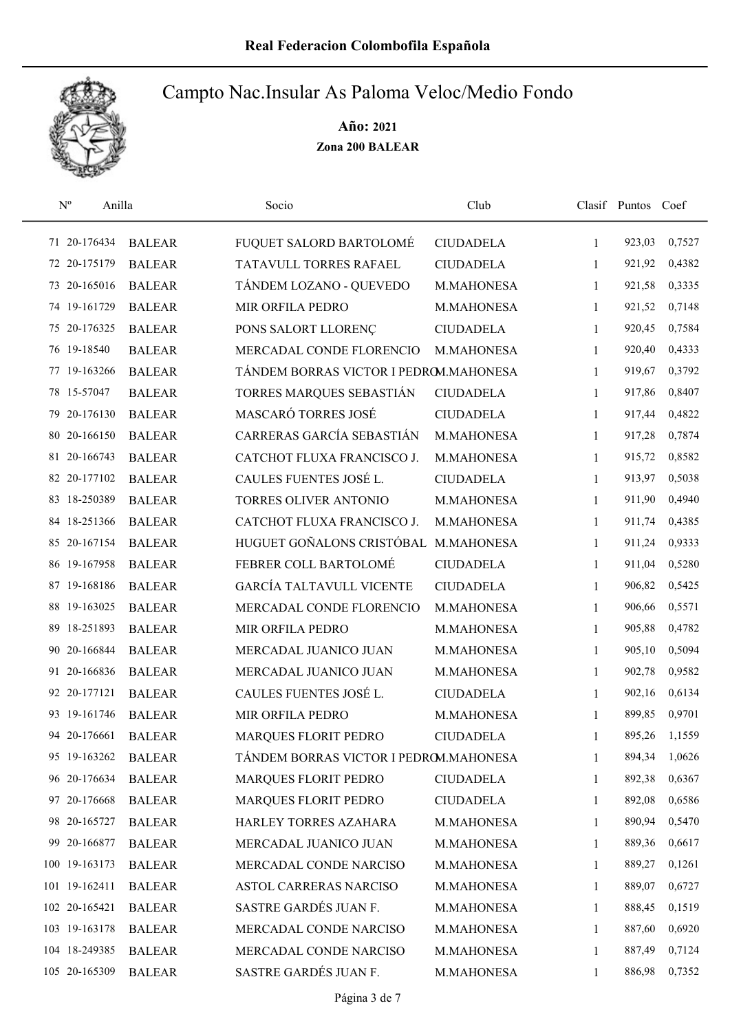# Real Federacion Colombofila Española

## Campto Nac.Insular As Paloma Veloc/Medio Fondo

**Año: 2021**

**Zona 200 BALEAR**

| Nº | Anilla | | Socio | Club | Clasif | Puntos | Coef |
|---|---|---|---|---|---|---|---|
| 71 | 20-176434 | BALEAR | FUQUET SALORD BARTOLOMÉ | CIUDADELA | 1 | 923,03 | 0,7527 |
| 72 | 20-175179 | BALEAR | TATAVULL TORRES RAFAEL | CIUDADELA | 1 | 921,92 | 0,4382 |
| 73 | 20-165016 | BALEAR | TÁNDEM LOZANO - QUEVEDO | M.MAHONESA | 1 | 921,58 | 0,3335 |
| 74 | 19-161729 | BALEAR | MIR ORFILA PEDRO | M.MAHONESA | 1 | 921,52 | 0,7148 |
| 75 | 20-176325 | BALEAR | PONS SALORT LLORENÇ | CIUDADELA | 1 | 920,45 | 0,7584 |
| 76 | 19-18540 | BALEAR | MERCADAL CONDE FLORENCIO | M.MAHONESA | 1 | 920,40 | 0,4333 |
| 77 | 19-163266 | BALEAR | TÁNDEM BORRAS VICTOR I PEDRO | M.MAHONESA | 1 | 919,67 | 0,3792 |
| 78 | 15-57047 | BALEAR | TORRES MARQUES SEBASTIÁN | CIUDADELA | 1 | 917,86 | 0,8407 |
| 79 | 20-176130 | BALEAR | MASCARÓ TORRES JOSÉ | CIUDADELA | 1 | 917,44 | 0,4822 |
| 80 | 20-166150 | BALEAR | CARRERAS GARCÍA SEBASTIÁN | M.MAHONESA | 1 | 917,28 | 0,7874 |
| 81 | 20-166743 | BALEAR | CATCHOT FLUXA FRANCISCO J. | M.MAHONESA | 1 | 915,72 | 0,8582 |
| 82 | 20-177102 | BALEAR | CAULES FUENTES JOSÉ L. | CIUDADELA | 1 | 913,97 | 0,5038 |
| 83 | 18-250389 | BALEAR | TORRES OLIVER ANTONIO | M.MAHONESA | 1 | 911,90 | 0,4940 |
| 84 | 18-251366 | BALEAR | CATCHOT FLUXA FRANCISCO J. | M.MAHONESA | 1 | 911,74 | 0,4385 |
| 85 | 20-167154 | BALEAR | HUGUET GOÑALONS CRISTÓBAL | M.MAHONESA | 1 | 911,24 | 0,9333 |
| 86 | 19-167958 | BALEAR | FEBRER COLL BARTOLOMÉ | CIUDADELA | 1 | 911,04 | 0,5280 |
| 87 | 19-168186 | BALEAR | GARCÍA TALTAVULL VICENTE | CIUDADELA | 1 | 906,82 | 0,5425 |
| 88 | 19-163025 | BALEAR | MERCADAL CONDE FLORENCIO | M.MAHONESA | 1 | 906,66 | 0,5571 |
| 89 | 18-251893 | BALEAR | MIR ORFILA PEDRO | M.MAHONESA | 1 | 905,88 | 0,4782 |
| 90 | 20-166844 | BALEAR | MERCADAL JUANICO JUAN | M.MAHONESA | 1 | 905,10 | 0,5094 |
| 91 | 20-166836 | BALEAR | MERCADAL JUANICO JUAN | M.MAHONESA | 1 | 902,78 | 0,9582 |
| 92 | 20-177121 | BALEAR | CAULES FUENTES JOSÉ L. | CIUDADELA | 1 | 902,16 | 0,6134 |
| 93 | 19-161746 | BALEAR | MIR ORFILA PEDRO | M.MAHONESA | 1 | 899,85 | 0,9701 |
| 94 | 20-176661 | BALEAR | MARQUES FLORIT PEDRO | CIUDADELA | 1 | 895,26 | 1,1559 |
| 95 | 19-163262 | BALEAR | TÁNDEM BORRAS VICTOR I PEDRO | M.MAHONESA | 1 | 894,34 | 1,0626 |
| 96 | 20-176634 | BALEAR | MARQUES FLORIT PEDRO | CIUDADELA | 1 | 892,38 | 0,6367 |
| 97 | 20-176668 | BALEAR | MARQUES FLORIT PEDRO | CIUDADELA | 1 | 892,08 | 0,6586 |
| 98 | 20-165727 | BALEAR | HARLEY TORRES AZAHARA | M.MAHONESA | 1 | 890,94 | 0,5470 |
| 99 | 20-166877 | BALEAR | MERCADAL JUANICO JUAN | M.MAHONESA | 1 | 889,36 | 0,6617 |
| 100 | 19-163173 | BALEAR | MERCADAL CONDE NARCISO | M.MAHONESA | 1 | 889,27 | 0,1261 |
| 101 | 19-162411 | BALEAR | ASTOL CARRERAS NARCISO | M.MAHONESA | 1 | 889,07 | 0,6727 |
| 102 | 20-165421 | BALEAR | SASTRE GARDÉS JUAN F. | M.MAHONESA | 1 | 888,45 | 0,1519 |
| 103 | 19-163178 | BALEAR | MERCADAL CONDE NARCISO | M.MAHONESA | 1 | 887,60 | 0,6920 |
| 104 | 18-249385 | BALEAR | MERCADAL CONDE NARCISO | M.MAHONESA | 1 | 887,49 | 0,7124 |
| 105 | 20-165309 | BALEAR | SASTRE GARDÉS JUAN F. | M.MAHONESA | 1 | 886,98 | 0,7352 |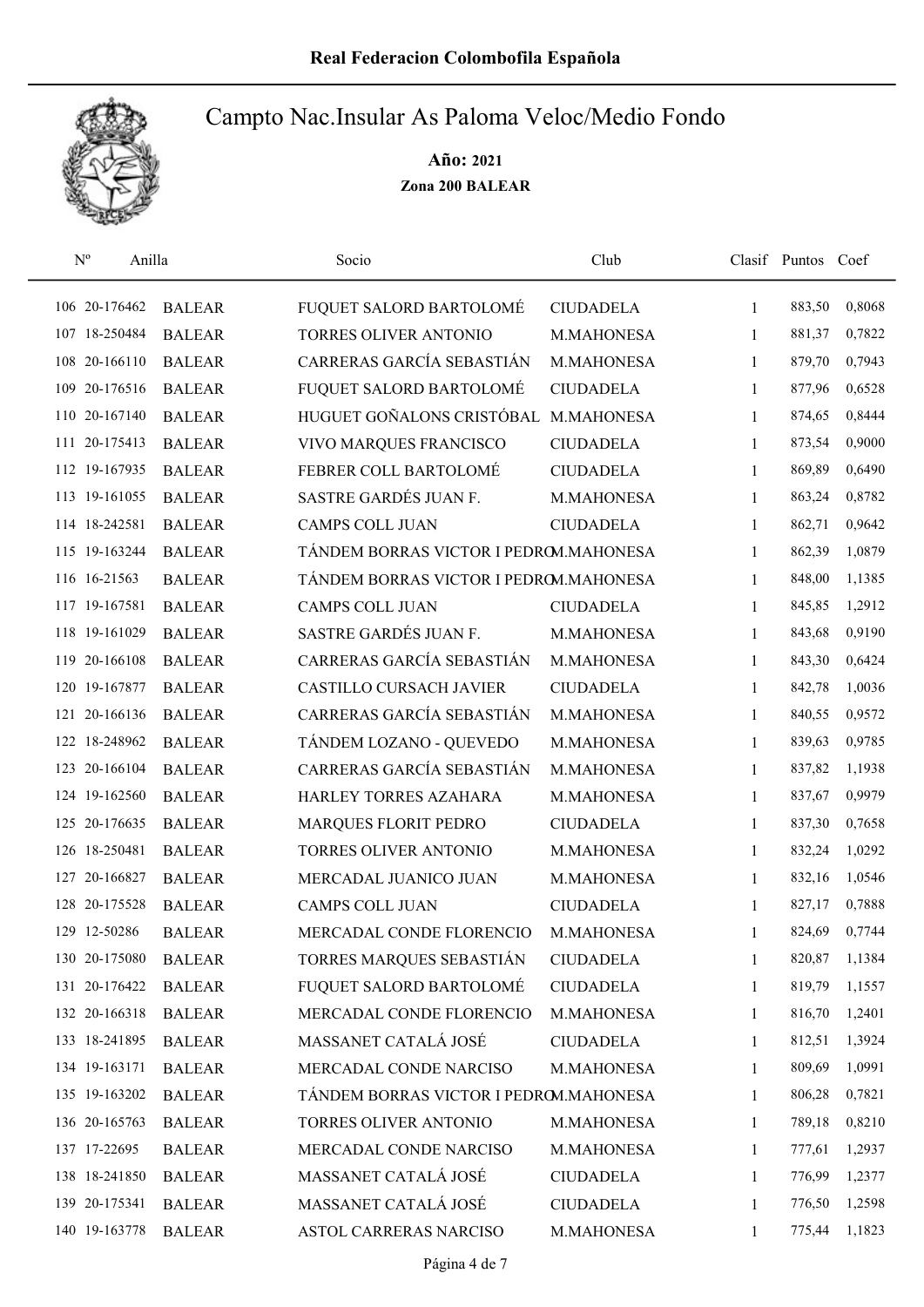# Campto Nac.Insular As Paloma Veloc/Medio Fondo

**Año: 2021**

**Zona 200 BALEAR**

| Nº | Anilla | | Socio | Club | Clasif | Puntos | Coef |
|---|---|---|---|---|---|---|---|
| 106 | 20-176462 | BALEAR | FUQUET SALORD BARTOLOMÉ | CIUDADELA | 1 | 883,50 | 0,8068 |
| 107 | 18-250484 | BALEAR | TORRES OLIVER ANTONIO | M.MAHONESA | 1 | 881,37 | 0,7822 |
| 108 | 20-166110 | BALEAR | CARRERAS GARCÍA SEBASTIÁN | M.MAHONESA | 1 | 879,70 | 0,7943 |
| 109 | 20-176516 | BALEAR | FUQUET SALORD BARTOLOMÉ | CIUDADELA | 1 | 877,96 | 0,6528 |
| 110 | 20-167140 | BALEAR | HUGUET GOÑALONS CRISTÓBAL | M.MAHONESA | 1 | 874,65 | 0,8444 |
| 111 | 20-175413 | BALEAR | VIVO MARQUES FRANCISCO | CIUDADELA | 1 | 873,54 | 0,9000 |
| 112 | 19-167935 | BALEAR | FEBRER COLL BARTOLOMÉ | CIUDADELA | 1 | 869,89 | 0,6490 |
| 113 | 19-161055 | BALEAR | SASTRE GARDÉS JUAN F. | M.MAHONESA | 1 | 863,24 | 0,8782 |
| 114 | 18-242581 | BALEAR | CAMPS COLL JUAN | CIUDADELA | 1 | 862,71 | 0,9642 |
| 115 | 19-163244 | BALEAR | TÁNDEM BORRAS VICTOR I PEDRO | M.MAHONESA | 1 | 862,39 | 1,0879 |
| 116 | 16-21563 | BALEAR | TÁNDEM BORRAS VICTOR I PEDRO | M.MAHONESA | 1 | 848,00 | 1,1385 |
| 117 | 19-167581 | BALEAR | CAMPS COLL JUAN | CIUDADELA | 1 | 845,85 | 1,2912 |
| 118 | 19-161029 | BALEAR | SASTRE GARDÉS JUAN F. | M.MAHONESA | 1 | 843,68 | 0,9190 |
| 119 | 20-166108 | BALEAR | CARRERAS GARCÍA SEBASTIÁN | M.MAHONESA | 1 | 843,30 | 0,6424 |
| 120 | 19-167877 | BALEAR | CASTILLO CURSACH JAVIER | CIUDADELA | 1 | 842,78 | 1,0036 |
| 121 | 20-166136 | BALEAR | CARRERAS GARCÍA SEBASTIÁN | M.MAHONESA | 1 | 840,55 | 0,9572 |
| 122 | 18-248962 | BALEAR | TÁNDEM LOZANO - QUEVEDO | M.MAHONESA | 1 | 839,63 | 0,9785 |
| 123 | 20-166104 | BALEAR | CARRERAS GARCÍA SEBASTIÁN | M.MAHONESA | 1 | 837,82 | 1,1938 |
| 124 | 19-162560 | BALEAR | HARLEY TORRES AZAHARA | M.MAHONESA | 1 | 837,67 | 0,9979 |
| 125 | 20-176635 | BALEAR | MARQUES FLORIT PEDRO | CIUDADELA | 1 | 837,30 | 0,7658 |
| 126 | 18-250481 | BALEAR | TORRES OLIVER ANTONIO | M.MAHONESA | 1 | 832,24 | 1,0292 |
| 127 | 20-166827 | BALEAR | MERCADAL JUANICO JUAN | M.MAHONESA | 1 | 832,16 | 1,0546 |
| 128 | 20-175528 | BALEAR | CAMPS COLL JUAN | CIUDADELA | 1 | 827,17 | 0,7888 |
| 129 | 12-50286 | BALEAR | MERCADAL CONDE FLORENCIO | M.MAHONESA | 1 | 824,69 | 0,7744 |
| 130 | 20-175080 | BALEAR | TORRES MARQUES SEBASTIÁN | CIUDADELA | 1 | 820,87 | 1,1384 |
| 131 | 20-176422 | BALEAR | FUQUET SALORD BARTOLOMÉ | CIUDADELA | 1 | 819,79 | 1,1557 |
| 132 | 20-166318 | BALEAR | MERCADAL CONDE FLORENCIO | M.MAHONESA | 1 | 816,70 | 1,2401 |
| 133 | 18-241895 | BALEAR | MASSANET CATALÁ JOSÉ | CIUDADELA | 1 | 812,51 | 1,3924 |
| 134 | 19-163171 | BALEAR | MERCADAL CONDE NARCISO | M.MAHONESA | 1 | 809,69 | 1,0991 |
| 135 | 19-163202 | BALEAR | TÁNDEM BORRAS VICTOR I PEDRO | M.MAHONESA | 1 | 806,28 | 0,7821 |
| 136 | 20-165763 | BALEAR | TORRES OLIVER ANTONIO | M.MAHONESA | 1 | 789,18 | 0,8210 |
| 137 | 17-22695 | BALEAR | MERCADAL CONDE NARCISO | M.MAHONESA | 1 | 777,61 | 1,2937 |
| 138 | 18-241850 | BALEAR | MASSANET CATALÁ JOSÉ | CIUDADELA | 1 | 776,99 | 1,2377 |
| 139 | 20-175341 | BALEAR | MASSANET CATALÁ JOSÉ | CIUDADELA | 1 | 776,50 | 1,2598 |
| 140 | 19-163778 | BALEAR | ASTOL CARRERAS NARCISO | M.MAHONESA | 1 | 775,44 | 1,1823 |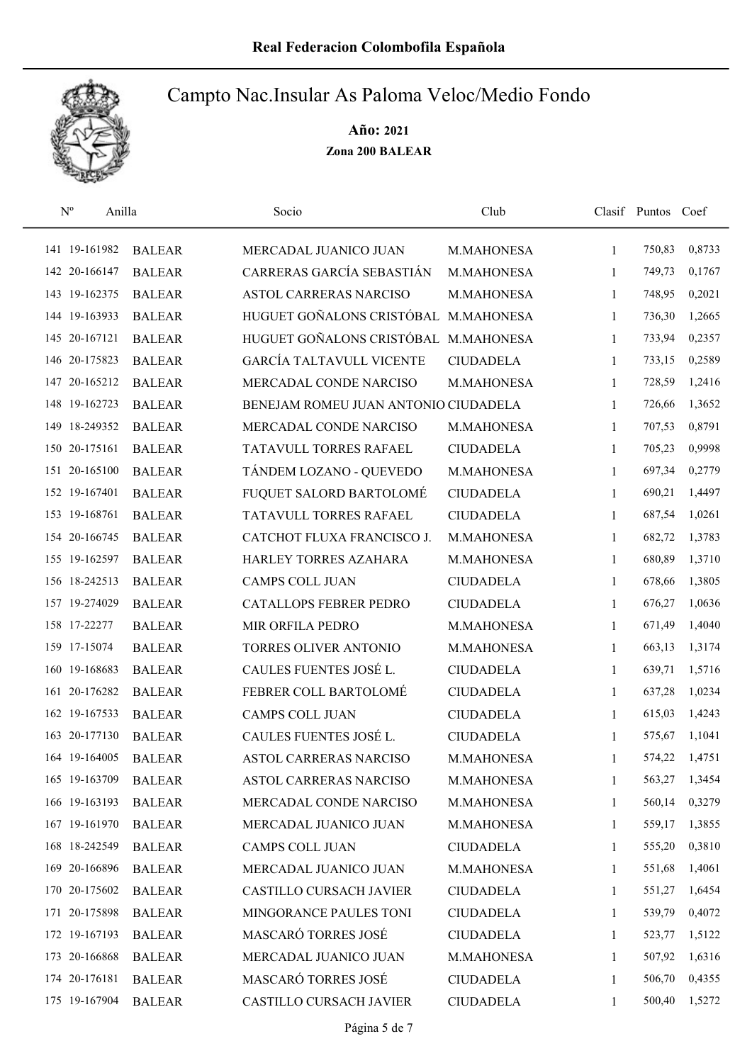# Real Federacion Colombofila Española

## Campto Nac.Insular As Paloma Veloc/Medio Fondo

**Año: 2021**

**Zona 200 BALEAR**

| Nº | Anilla | | Socio | Club | Clasif | Puntos | Coef |
|---|---|---|---|---|---|---|---|
| 141 | 19-161982 | BALEAR | MERCADAL JUANICO JUAN | M.MAHONESA | 1 | 750,83 | 0,8733 |
| 142 | 20-166147 | BALEAR | CARRERAS GARCÍA SEBASTIÁN | M.MAHONESA | 1 | 749,73 | 0,1767 |
| 143 | 19-162375 | BALEAR | ASTOL CARRERAS NARCISO | M.MAHONESA | 1 | 748,95 | 0,2021 |
| 144 | 19-163933 | BALEAR | HUGUET GOÑALONS CRISTÓBAL | M.MAHONESA | 1 | 736,30 | 1,2665 |
| 145 | 20-167121 | BALEAR | HUGUET GOÑALONS CRISTÓBAL | M.MAHONESA | 1 | 733,94 | 0,2357 |
| 146 | 20-175823 | BALEAR | GARCÍA TALTAVULL VICENTE | CIUDADELA | 1 | 733,15 | 0,2589 |
| 147 | 20-165212 | BALEAR | MERCADAL CONDE NARCISO | M.MAHONESA | 1 | 728,59 | 1,2416 |
| 148 | 19-162723 | BALEAR | BENEJAM ROMEU JUAN ANTONIO | CIUDADELA | 1 | 726,66 | 1,3652 |
| 149 | 18-249352 | BALEAR | MERCADAL CONDE NARCISO | M.MAHONESA | 1 | 707,53 | 0,8791 |
| 150 | 20-175161 | BALEAR | TATAVULL TORRES RAFAEL | CIUDADELA | 1 | 705,23 | 0,9998 |
| 151 | 20-165100 | BALEAR | TÁNDEM LOZANO - QUEVEDO | M.MAHONESA | 1 | 697,34 | 0,2779 |
| 152 | 19-167401 | BALEAR | FUQUET SALORD BARTOLOMÉ | CIUDADELA | 1 | 690,21 | 1,4497 |
| 153 | 19-168761 | BALEAR | TATAVULL TORRES RAFAEL | CIUDADELA | 1 | 687,54 | 1,0261 |
| 154 | 20-166745 | BALEAR | CATCHOT FLUXA FRANCISCO J. | M.MAHONESA | 1 | 682,72 | 1,3783 |
| 155 | 19-162597 | BALEAR | HARLEY TORRES AZAHARA | M.MAHONESA | 1 | 680,89 | 1,3710 |
| 156 | 18-242513 | BALEAR | CAMPS COLL JUAN | CIUDADELA | 1 | 678,66 | 1,3805 |
| 157 | 19-274029 | BALEAR | CATALLOPS FEBRER PEDRO | CIUDADELA | 1 | 676,27 | 1,0636 |
| 158 | 17-22277 | BALEAR | MIR ORFILA PEDRO | M.MAHONESA | 1 | 671,49 | 1,4040 |
| 159 | 17-15074 | BALEAR | TORRES OLIVER ANTONIO | M.MAHONESA | 1 | 663,13 | 1,3174 |
| 160 | 19-168683 | BALEAR | CAULES FUENTES JOSÉ L. | CIUDADELA | 1 | 639,71 | 1,5716 |
| 161 | 20-176282 | BALEAR | FEBRER COLL BARTOLOMÉ | CIUDADELA | 1 | 637,28 | 1,0234 |
| 162 | 19-167533 | BALEAR | CAMPS COLL JUAN | CIUDADELA | 1 | 615,03 | 1,4243 |
| 163 | 20-177130 | BALEAR | CAULES FUENTES JOSÉ L. | CIUDADELA | 1 | 575,67 | 1,1041 |
| 164 | 19-164005 | BALEAR | ASTOL CARRERAS NARCISO | M.MAHONESA | 1 | 574,22 | 1,4751 |
| 165 | 19-163709 | BALEAR | ASTOL CARRERAS NARCISO | M.MAHONESA | 1 | 563,27 | 1,3454 |
| 166 | 19-163193 | BALEAR | MERCADAL CONDE NARCISO | M.MAHONESA | 1 | 560,14 | 0,3279 |
| 167 | 19-161970 | BALEAR | MERCADAL JUANICO JUAN | M.MAHONESA | 1 | 559,17 | 1,3855 |
| 168 | 18-242549 | BALEAR | CAMPS COLL JUAN | CIUDADELA | 1 | 555,20 | 0,3810 |
| 169 | 20-166896 | BALEAR | MERCADAL JUANICO JUAN | M.MAHONESA | 1 | 551,68 | 1,4061 |
| 170 | 20-175602 | BALEAR | CASTILLO CURSACH JAVIER | CIUDADELA | 1 | 551,27 | 1,6454 |
| 171 | 20-175898 | BALEAR | MINGORANCE PAULES TONI | CIUDADELA | 1 | 539,79 | 0,4072 |
| 172 | 19-167193 | BALEAR | MASCARÓ TORRES JOSÉ | CIUDADELA | 1 | 523,77 | 1,5122 |
| 173 | 20-166868 | BALEAR | MERCADAL JUANICO JUAN | M.MAHONESA | 1 | 507,92 | 1,6316 |
| 174 | 20-176181 | BALEAR | MASCARÓ TORRES JOSÉ | CIUDADELA | 1 | 506,70 | 0,4355 |
| 175 | 19-167904 | BALEAR | CASTILLO CURSACH JAVIER | CIUDADELA | 1 | 500,40 | 1,5272 |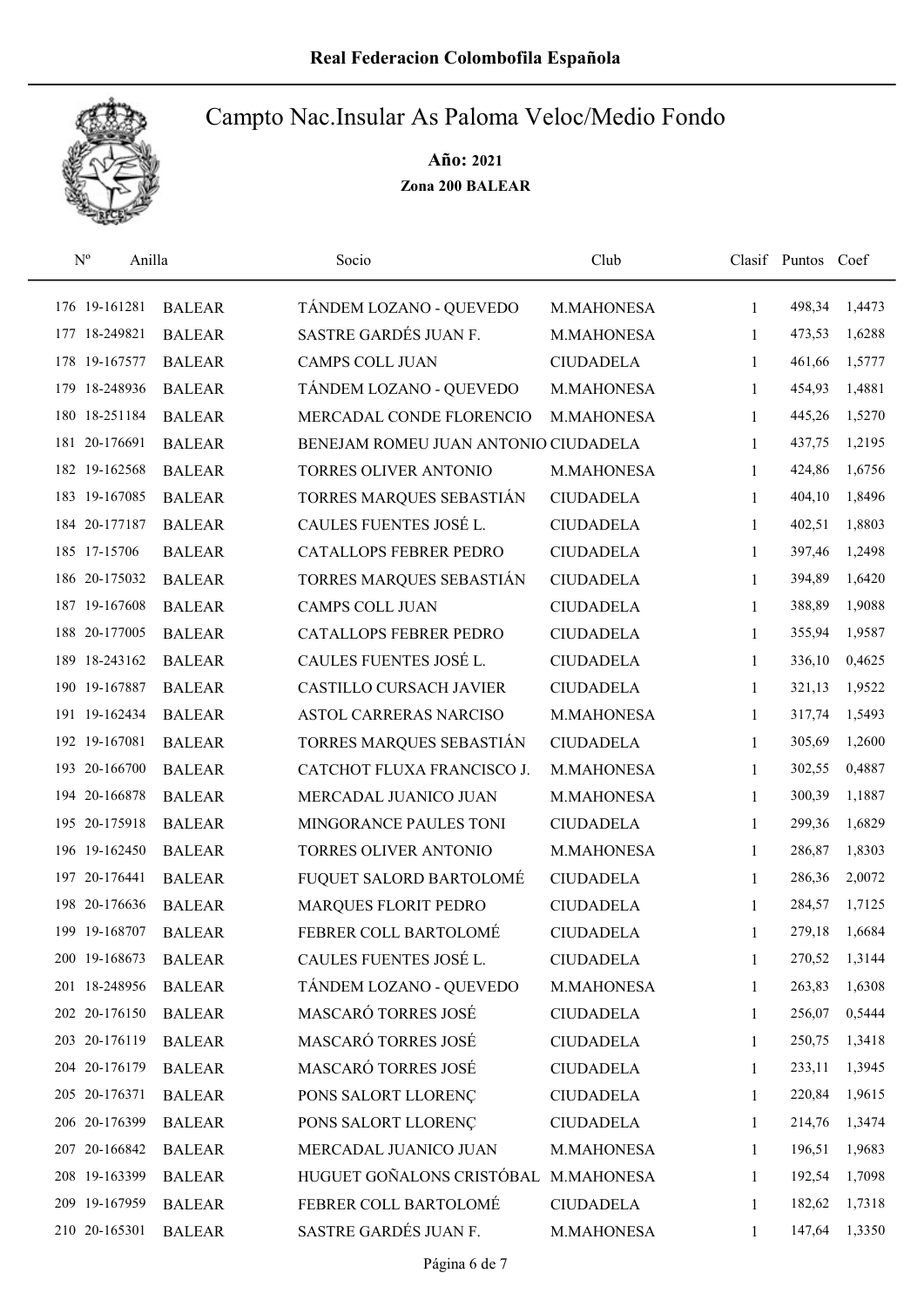**Real Federacion Colombofila Española**

# Campto Nac.Insular As Paloma Veloc/Medio Fondo

**Año: 2021**

**Zona 200 BALEAR**

| Nº | Anilla | | Socio | Club | Clasif | Puntos | Coef |
|---|---|---|---|---|---|---|---|
| 176 | 19-161281 | BALEAR | TÁNDEM LOZANO - QUEVEDO | M.MAHONESA | 1 | 498,34 | 1,4473 |
| 177 | 18-249821 | BALEAR | SASTRE GARDÉS JUAN F. | M.MAHONESA | 1 | 473,53 | 1,6288 |
| 178 | 19-167577 | BALEAR | CAMPS COLL JUAN | CIUDADELA | 1 | 461,66 | 1,5777 |
| 179 | 18-248936 | BALEAR | TÁNDEM LOZANO - QUEVEDO | M.MAHONESA | 1 | 454,93 | 1,4881 |
| 180 | 18-251184 | BALEAR | MERCADAL CONDE FLORENCIO | M.MAHONESA | 1 | 445,26 | 1,5270 |
| 181 | 20-176691 | BALEAR | BENEJAM ROMEU JUAN ANTONIO | CIUDADELA | 1 | 437,75 | 1,2195 |
| 182 | 19-162568 | BALEAR | TORRES OLIVER ANTONIO | M.MAHONESA | 1 | 424,86 | 1,6756 |
| 183 | 19-167085 | BALEAR | TORRES MARQUES SEBASTIÁN | CIUDADELA | 1 | 404,10 | 1,8496 |
| 184 | 20-177187 | BALEAR | CAULES FUENTES JOSÉ L. | CIUDADELA | 1 | 402,51 | 1,8803 |
| 185 | 17-15706 | BALEAR | CATALLOPS FEBRER PEDRO | CIUDADELA | 1 | 397,46 | 1,2498 |
| 186 | 20-175032 | BALEAR | TORRES MARQUES SEBASTIÁN | CIUDADELA | 1 | 394,89 | 1,6420 |
| 187 | 19-167608 | BALEAR | CAMPS COLL JUAN | CIUDADELA | 1 | 388,89 | 1,9088 |
| 188 | 20-177005 | BALEAR | CATALLOPS FEBRER PEDRO | CIUDADELA | 1 | 355,94 | 1,9587 |
| 189 | 18-243162 | BALEAR | CAULES FUENTES JOSÉ L. | CIUDADELA | 1 | 336,10 | 0,4625 |
| 190 | 19-167887 | BALEAR | CASTILLO CURSACH JAVIER | CIUDADELA | 1 | 321,13 | 1,9522 |
| 191 | 19-162434 | BALEAR | ASTOL CARRERAS NARCISO | M.MAHONESA | 1 | 317,74 | 1,5493 |
| 192 | 19-167081 | BALEAR | TORRES MARQUES SEBASTIÁN | CIUDADELA | 1 | 305,69 | 1,2600 |
| 193 | 20-166700 | BALEAR | CATCHOT FLUXA FRANCISCO J. | M.MAHONESA | 1 | 302,55 | 0,4887 |
| 194 | 20-166878 | BALEAR | MERCADAL JUANICO JUAN | M.MAHONESA | 1 | 300,39 | 1,1887 |
| 195 | 20-175918 | BALEAR | MINGORANCE PAULES TONI | CIUDADELA | 1 | 299,36 | 1,6829 |
| 196 | 19-162450 | BALEAR | TORRES OLIVER ANTONIO | M.MAHONESA | 1 | 286,87 | 1,8303 |
| 197 | 20-176441 | BALEAR | FUQUET SALORD BARTOLOMÉ | CIUDADELA | 1 | 286,36 | 2,0072 |
| 198 | 20-176636 | BALEAR | MARQUES FLORIT PEDRO | CIUDADELA | 1 | 284,57 | 1,7125 |
| 199 | 19-168707 | BALEAR | FEBRER COLL BARTOLOMÉ | CIUDADELA | 1 | 279,18 | 1,6684 |
| 200 | 19-168673 | BALEAR | CAULES FUENTES JOSÉ L. | CIUDADELA | 1 | 270,52 | 1,3144 |
| 201 | 18-248956 | BALEAR | TÁNDEM LOZANO - QUEVEDO | M.MAHONESA | 1 | 263,83 | 1,6308 |
| 202 | 20-176150 | BALEAR | MASCARÓ TORRES JOSÉ | CIUDADELA | 1 | 256,07 | 0,5444 |
| 203 | 20-176119 | BALEAR | MASCARÓ TORRES JOSÉ | CIUDADELA | 1 | 250,75 | 1,3418 |
| 204 | 20-176179 | BALEAR | MASCARÓ TORRES JOSÉ | CIUDADELA | 1 | 233,11 | 1,3945 |
| 205 | 20-176371 | BALEAR | PONS SALORT LLORENÇ | CIUDADELA | 1 | 220,84 | 1,9615 |
| 206 | 20-176399 | BALEAR | PONS SALORT LLORENÇ | CIUDADELA | 1 | 214,76 | 1,3474 |
| 207 | 20-166842 | BALEAR | MERCADAL JUANICO JUAN | M.MAHONESA | 1 | 196,51 | 1,9683 |
| 208 | 19-163399 | BALEAR | HUGUET GOÑALONS CRISTÓBAL | M.MAHONESA | 1 | 192,54 | 1,7098 |
| 209 | 19-167959 | BALEAR | FEBRER COLL BARTOLOMÉ | CIUDADELA | 1 | 182,62 | 1,7318 |
| 210 | 20-165301 | BALEAR | SASTRE GARDÉS JUAN F. | M.MAHONESA | 1 | 147,64 | 1,3350 |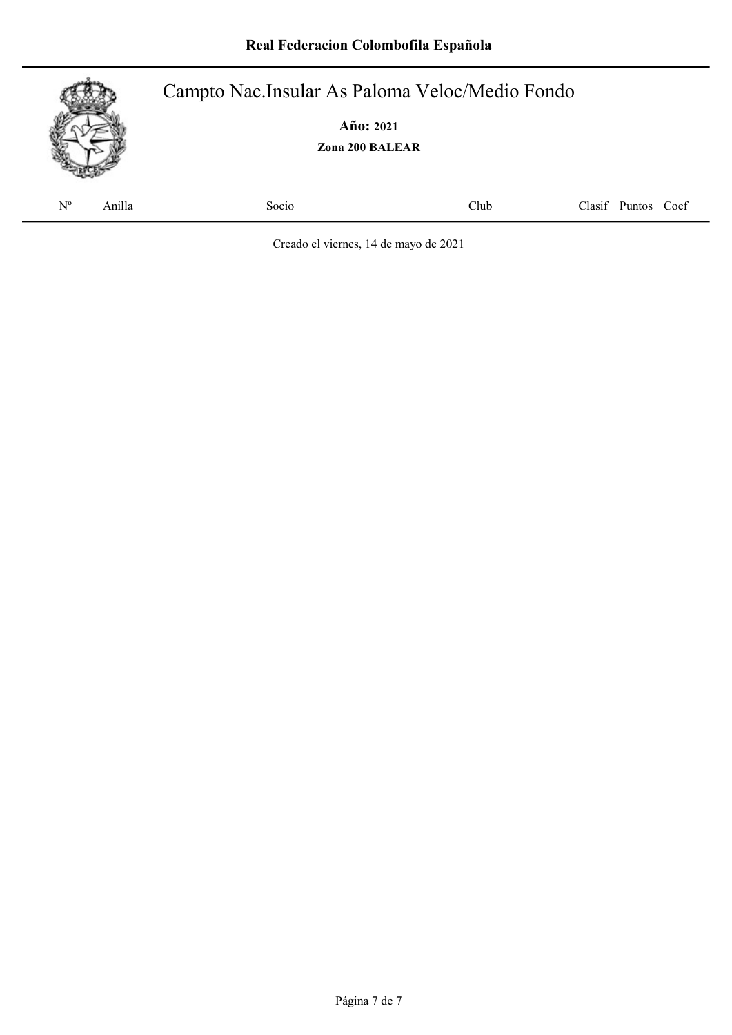**Real Federacion Colombofila Española**

# Campto Nac.Insular As Paloma Veloc/Medio Fondo

**Año: 2021**

**Zona 200 BALEAR**

| Nº | Anilla | Socio | Club | Clasif | Puntos | Coef |
|---|---|---|---|---|---|---|

Creado el viernes, 14 de mayo de 2021